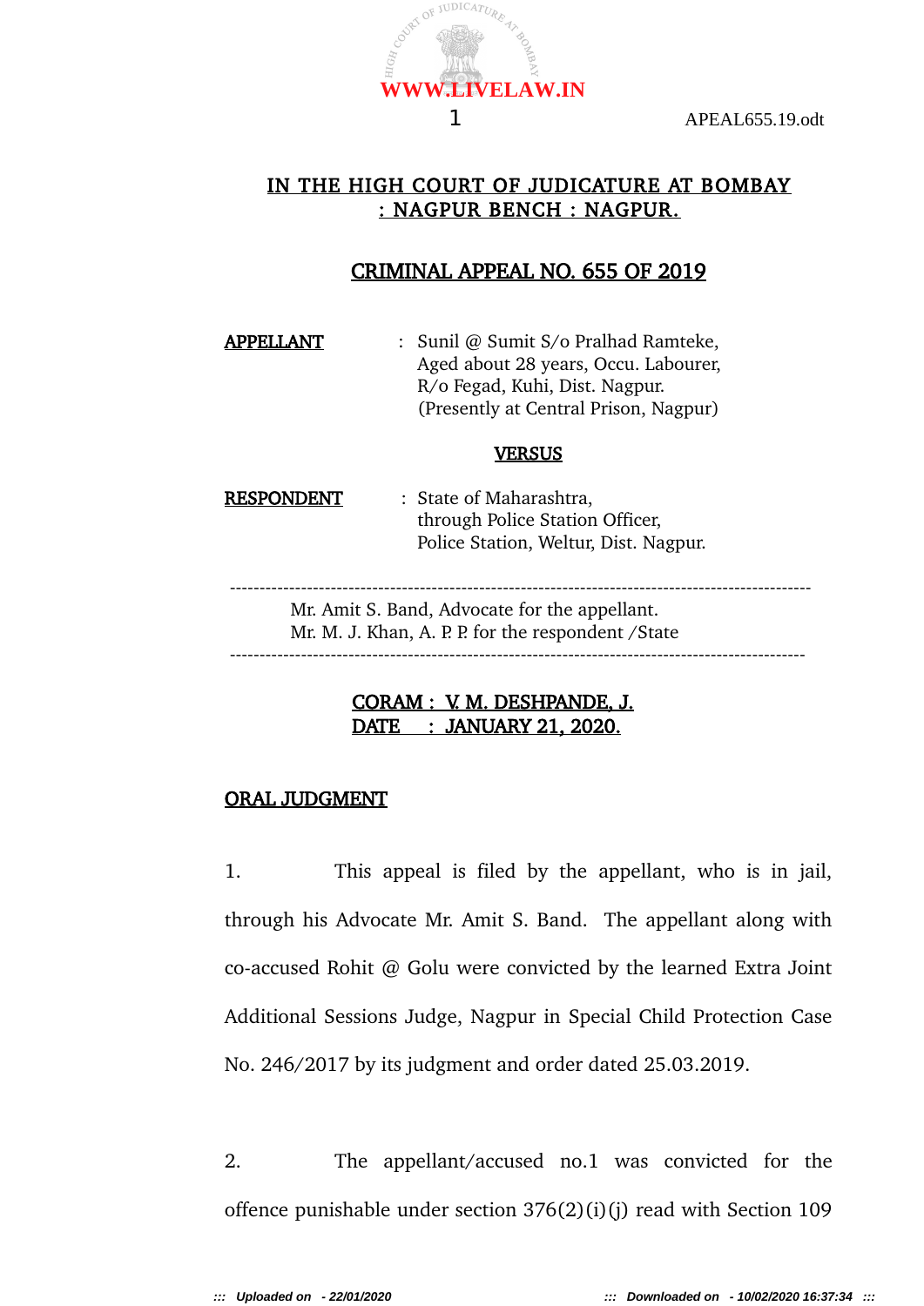# IN THE HIGH COURT OF JUDICATURE AT BOMBAY
## : NAGPUR BENCH : NAGPUR.

### CRIMINAL APPEAL NO. 655 OF 2019

**APPELLANT** : Sunil @ Sumit S/o Pralhad Ramteke,
Aged about 28 years, Occu. Labourer,
R/o Fegad, Kuhi, Dist. Nagpur.
(Presently at Central Prison, Nagpur)

**VERSUS**

**RESPONDENT** : State of Maharashtra,
through Police Station Officer,
Police Station, Weltur, Dist. Nagpur.

---

Mr. Amit S. Band, Advocate for the appellant.
Mr. M. J. Khan, A. P. P. for the respondent /State

---

**CORAM : V. M. DESHPANDE, J.**
**DATE : JANUARY 21, 2020.**

**ORAL JUDGMENT**

1. This appeal is filed by the appellant, who is in jail, through his Advocate Mr. Amit S. Band. The appellant along with co-accused Rohit @ Golu were convicted by the learned Extra Joint Additional Sessions Judge, Nagpur in Special Child Protection Case No. 246/2017 by its judgment and order dated 25.03.2019.

2. The appellant/accused no.1 was convicted for the offence punishable under section 376(2)(i)(j) read with Section 109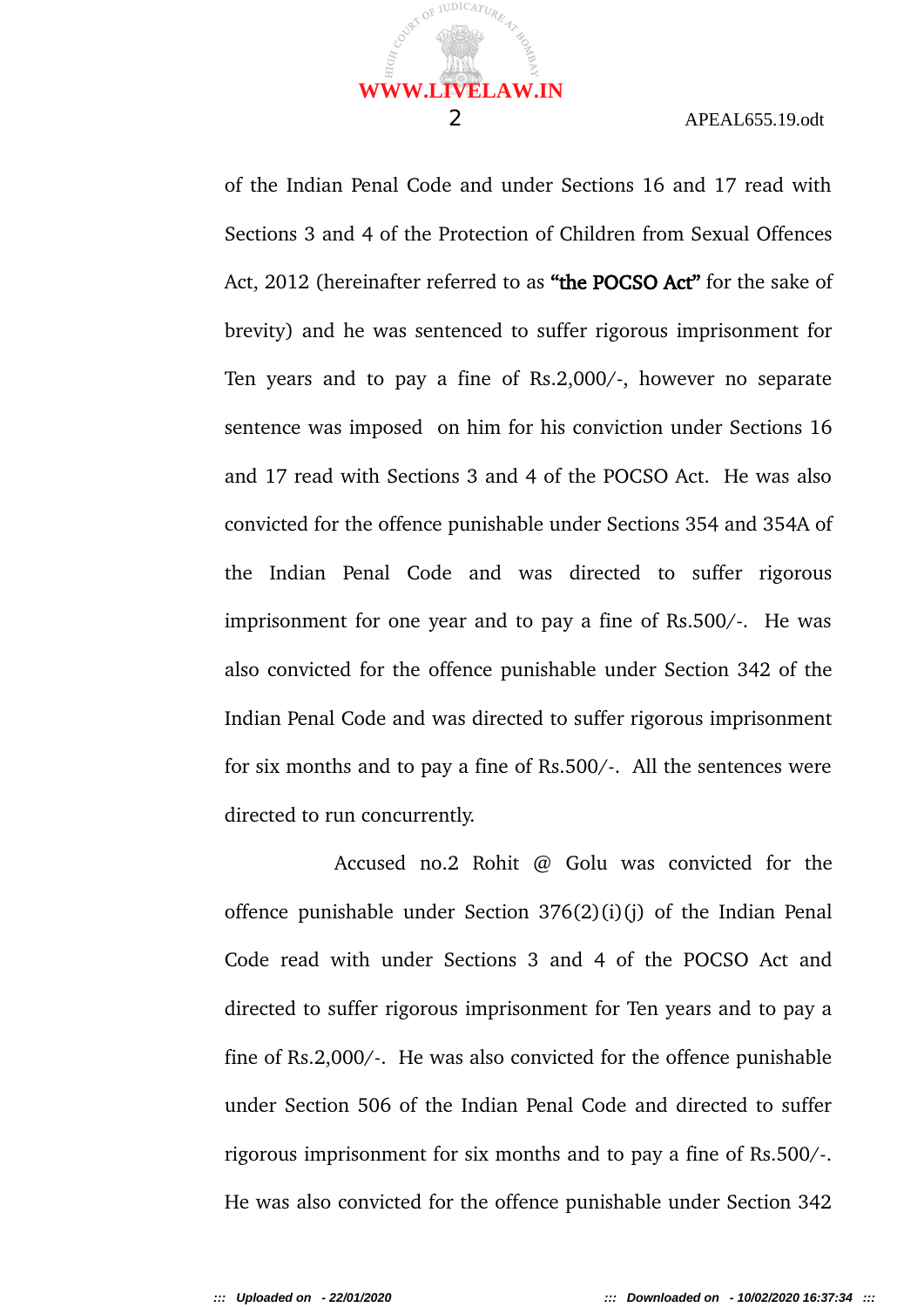of the Indian Penal Code and under Sections 16 and 17 read with Sections 3 and 4 of the Protection of Children from Sexual Offences Act, 2012 (hereinafter referred to as **"the POCSO Act"** for the sake of brevity) and he was sentenced to suffer rigorous imprisonment for Ten years and to pay a fine of Rs.2,000/-, however no separate sentence was imposed on him for his conviction under Sections 16 and 17 read with Sections 3 and 4 of the POCSO Act. He was also convicted for the offence punishable under Sections 354 and 354A of the Indian Penal Code and was directed to suffer rigorous imprisonment for one year and to pay a fine of Rs.500/-. He was also convicted for the offence punishable under Section 342 of the Indian Penal Code and was directed to suffer rigorous imprisonment for six months and to pay a fine of Rs.500/-. All the sentences were directed to run concurrently.

Accused no.2 Rohit @ Golu was convicted for the offence punishable under Section 376(2)(i)(j) of the Indian Penal Code read with under Sections 3 and 4 of the POCSO Act and directed to suffer rigorous imprisonment for Ten years and to pay a fine of Rs.2,000/-. He was also convicted for the offence punishable under Section 506 of the Indian Penal Code and directed to suffer rigorous imprisonment for six months and to pay a fine of Rs.500/-. He was also convicted for the offence punishable under Section 342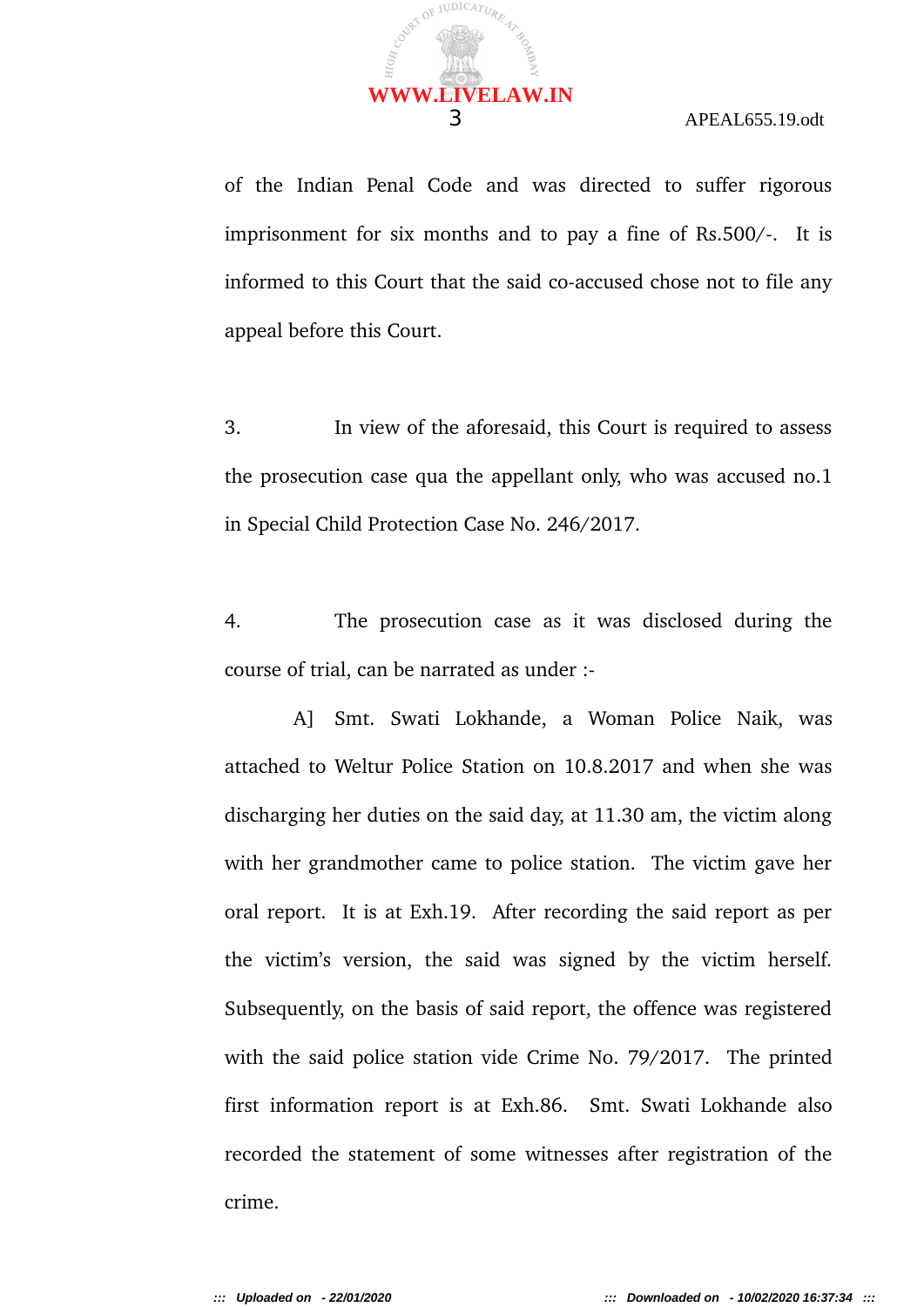of the Indian Penal Code and was directed to suffer rigorous imprisonment for six months and to pay a fine of Rs.500/-. It is informed to this Court that the said co-accused chose not to file any appeal before this Court.

3. In view of the aforesaid, this Court is required to assess the prosecution case qua the appellant only, who was accused no.1 in Special Child Protection Case No. 246/2017.

4. The prosecution case as it was disclosed during the course of trial, can be narrated as under :-

A] Smt. Swati Lokhande, a Woman Police Naik, was attached to Weltur Police Station on 10.8.2017 and when she was discharging her duties on the said day, at 11.30 am, the victim along with her grandmother came to police station. The victim gave her oral report. It is at Exh.19. After recording the said report as per the victim's version, the said was signed by the victim herself. Subsequently, on the basis of said report, the offence was registered with the said police station vide Crime No. 79/2017. The printed first information report is at Exh.86. Smt. Swati Lokhande also recorded the statement of some witnesses after registration of the crime.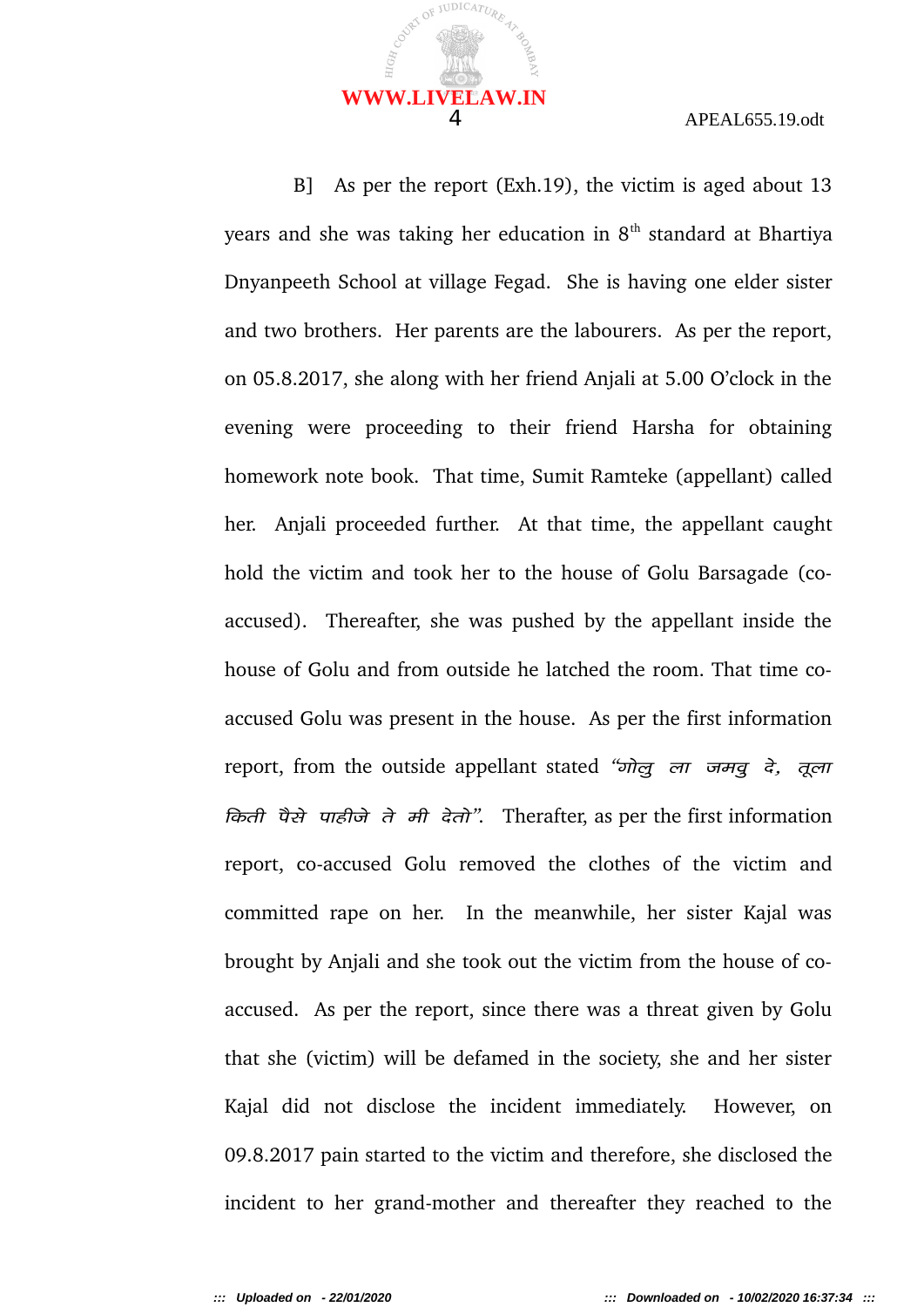B]  As per the report (Exh.19), the victim is aged about 13 years and she was taking her education in 8th standard at Bhartiya Dnyanpeeth School at village Fegad. She is having one elder sister and two brothers. Her parents are the labourers. As per the report, on 05.8.2017, she along with her friend Anjali at 5.00 O'clock in the evening were proceeding to their friend Harsha for obtaining homework note book. That time, Sumit Ramteke (appellant) called her. Anjali proceeded further. At that time, the appellant caught hold the victim and took her to the house of Golu Barsagade (co-accused). Thereafter, she was pushed by the appellant inside the house of Golu and from outside he latched the room. That time co-accused Golu was present in the house. As per the first information report, from the outside appellant stated *"गोलु ला जमवु दे, तूला किती पैसे पाहीजे ते मी देतो"*. Therafter, as per the first information report, co-accused Golu removed the clothes of the victim and committed rape on her. In the meanwhile, her sister Kajal was brought by Anjali and she took out the victim from the house of co-accused. As per the report, since there was a threat given by Golu that she (victim) will be defamed in the society, she and her sister Kajal did not disclose the incident immediately. However, on 09.8.2017 pain started to the victim and therefore, she disclosed the incident to her grand-mother and thereafter they reached to the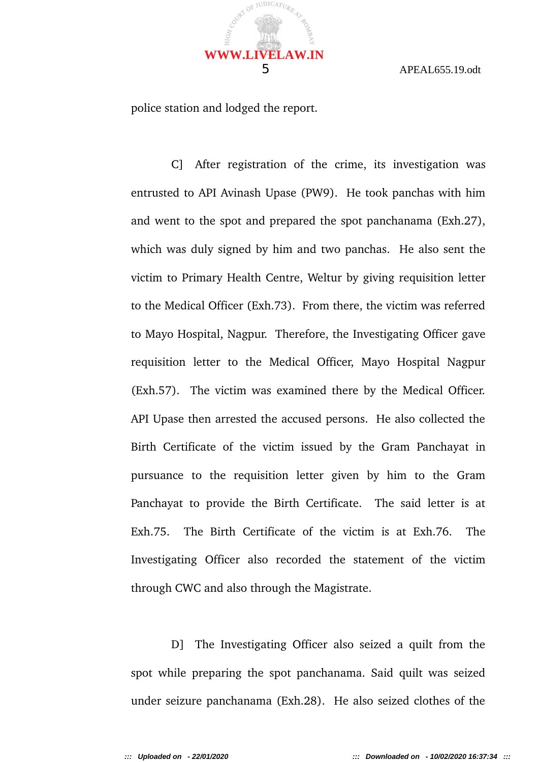police station and lodged the report.

C] After registration of the crime, its investigation was entrusted to API Avinash Upase (PW9). He took panchas with him and went to the spot and prepared the spot panchanama (Exh.27), which was duly signed by him and two panchas. He also sent the victim to Primary Health Centre, Weltur by giving requisition letter to the Medical Officer (Exh.73). From there, the victim was referred to Mayo Hospital, Nagpur. Therefore, the Investigating Officer gave requisition letter to the Medical Officer, Mayo Hospital Nagpur (Exh.57). The victim was examined there by the Medical Officer. API Upase then arrested the accused persons. He also collected the Birth Certificate of the victim issued by the Gram Panchayat in pursuance to the requisition letter given by him to the Gram Panchayat to provide the Birth Certificate. The said letter is at Exh.75. The Birth Certificate of the victim is at Exh.76. The Investigating Officer also recorded the statement of the victim through CWC and also through the Magistrate.

D] The Investigating Officer also seized a quilt from the spot while preparing the spot panchanama. Said quilt was seized under seizure panchanama (Exh.28). He also seized clothes of the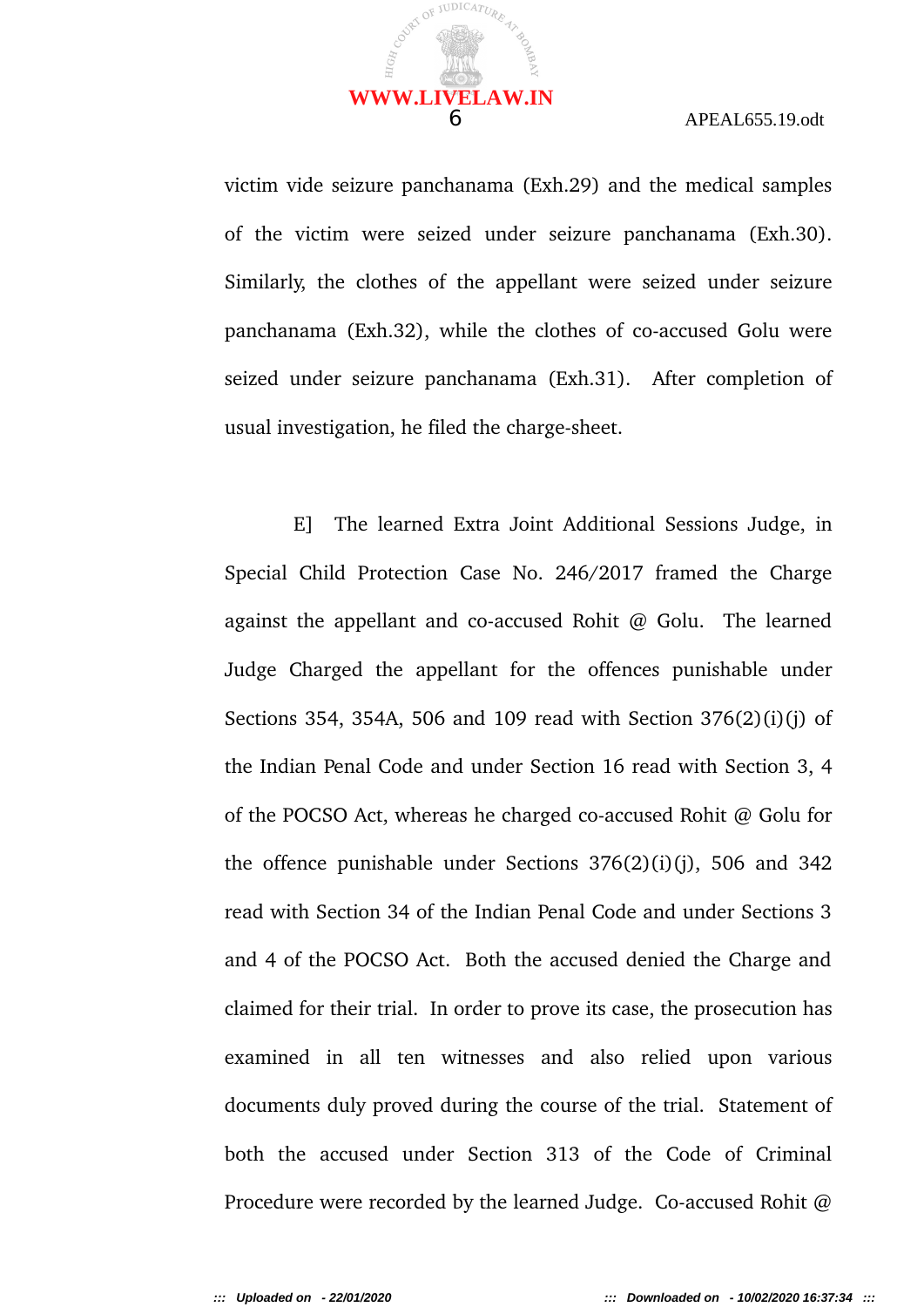victim vide seizure panchanama (Exh.29) and the medical samples of the victim were seized under seizure panchanama (Exh.30). Similarly, the clothes of the appellant were seized under seizure panchanama (Exh.32), while the clothes of co-accused Golu were seized under seizure panchanama (Exh.31). After completion of usual investigation, he filed the charge-sheet.

E] The learned Extra Joint Additional Sessions Judge, in Special Child Protection Case No. 246/2017 framed the Charge against the appellant and co-accused Rohit @ Golu. The learned Judge Charged the appellant for the offences punishable under Sections 354, 354A, 506 and 109 read with Section 376(2)(i)(j) of the Indian Penal Code and under Section 16 read with Section 3, 4 of the POCSO Act, whereas he charged co-accused Rohit @ Golu for the offence punishable under Sections 376(2)(i)(j), 506 and 342 read with Section 34 of the Indian Penal Code and under Sections 3 and 4 of the POCSO Act. Both the accused denied the Charge and claimed for their trial. In order to prove its case, the prosecution has examined in all ten witnesses and also relied upon various documents duly proved during the course of the trial. Statement of both the accused under Section 313 of the Code of Criminal Procedure were recorded by the learned Judge. Co-accused Rohit @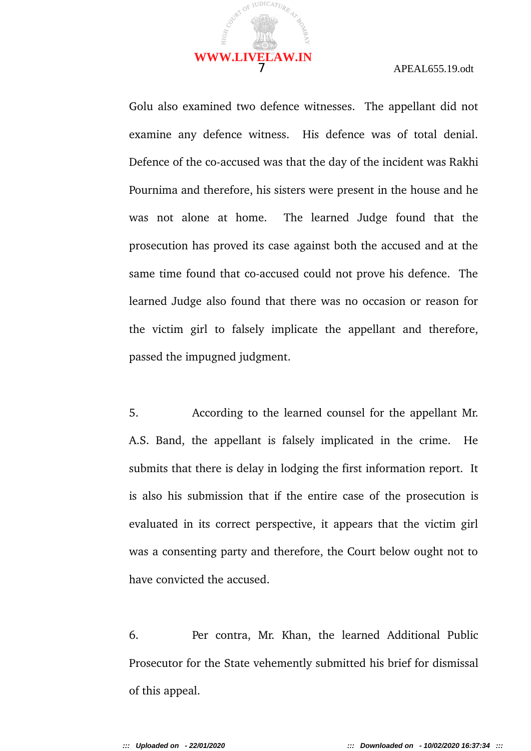Golu also examined two defence witnesses. The appellant did not examine any defence witness. His defence was of total denial. Defence of the co-accused was that the day of the incident was Rakhi Pournima and therefore, his sisters were present in the house and he was not alone at home. The learned Judge found that the prosecution has proved its case against both the accused and at the same time found that co-accused could not prove his defence. The learned Judge also found that there was no occasion or reason for the victim girl to falsely implicate the appellant and therefore, passed the impugned judgment.

5. According to the learned counsel for the appellant Mr. A.S. Band, the appellant is falsely implicated in the crime. He submits that there is delay in lodging the first information report. It is also his submission that if the entire case of the prosecution is evaluated in its correct perspective, it appears that the victim girl was a consenting party and therefore, the Court below ought not to have convicted the accused.

6. Per contra, Mr. Khan, the learned Additional Public Prosecutor for the State vehemently submitted his brief for dismissal of this appeal.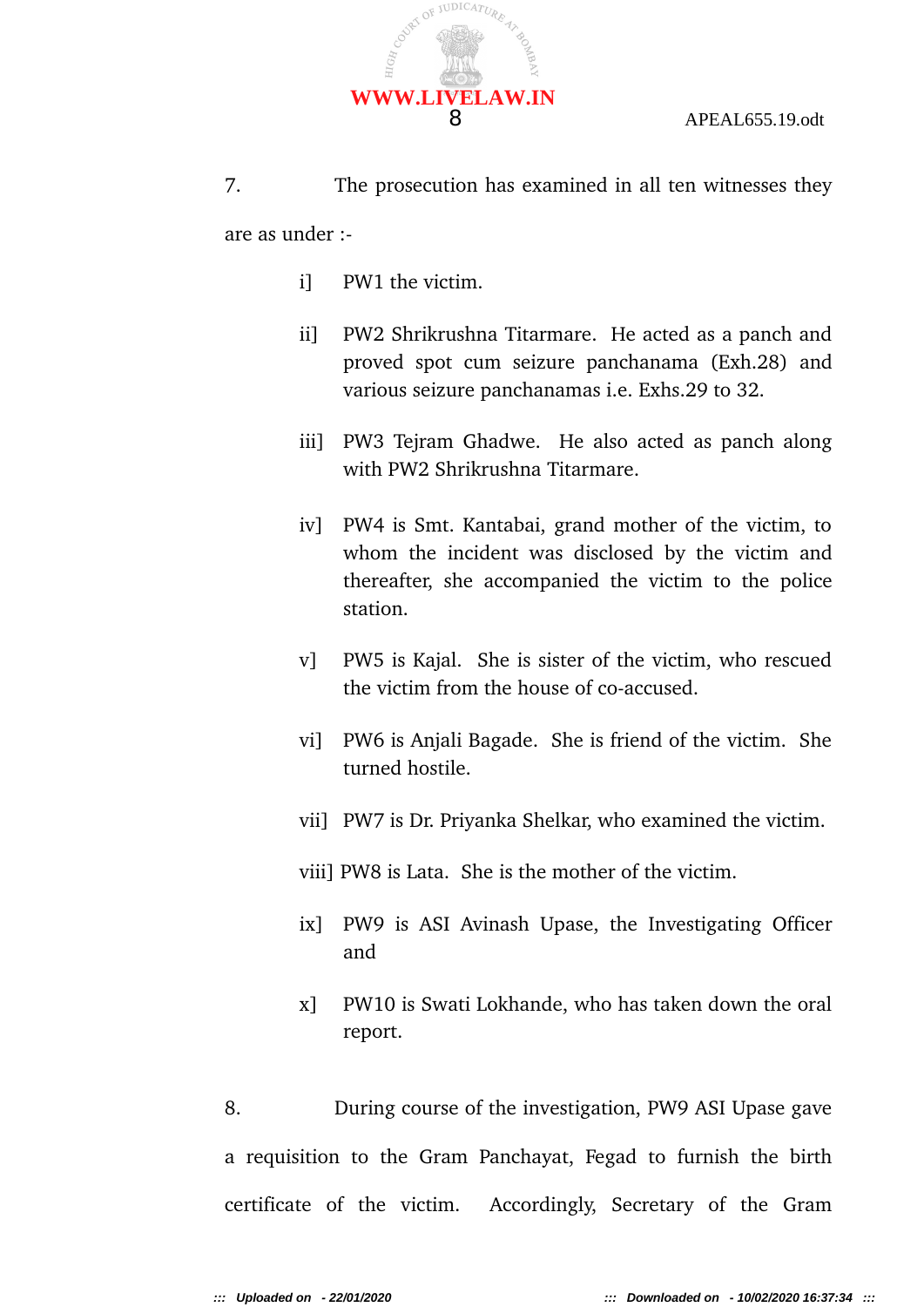7. The prosecution has examined in all ten witnesses they are as under :-

i] PW1 the victim.

ii] PW2 Shrikrushna Titarmare. He acted as a panch and proved spot cum seizure panchanama (Exh.28) and various seizure panchanamas i.e. Exhs.29 to 32.

iii] PW3 Tejram Ghadwe. He also acted as panch along with PW2 Shrikrushna Titarmare.

iv] PW4 is Smt. Kantabai, grand mother of the victim, to whom the incident was disclosed by the victim and thereafter, she accompanied the victim to the police station.

v] PW5 is Kajal. She is sister of the victim, who rescued the victim from the house of co-accused.

vi] PW6 is Anjali Bagade. She is friend of the victim. She turned hostile.

vii] PW7 is Dr. Priyanka Shelkar, who examined the victim.

viii] PW8 is Lata. She is the mother of the victim.

ix] PW9 is ASI Avinash Upase, the Investigating Officer and

x] PW10 is Swati Lokhande, who has taken down the oral report.

8. During course of the investigation, PW9 ASI Upase gave a requisition to the Gram Panchayat, Fegad to furnish the birth certificate of the victim. Accordingly, Secretary of the Gram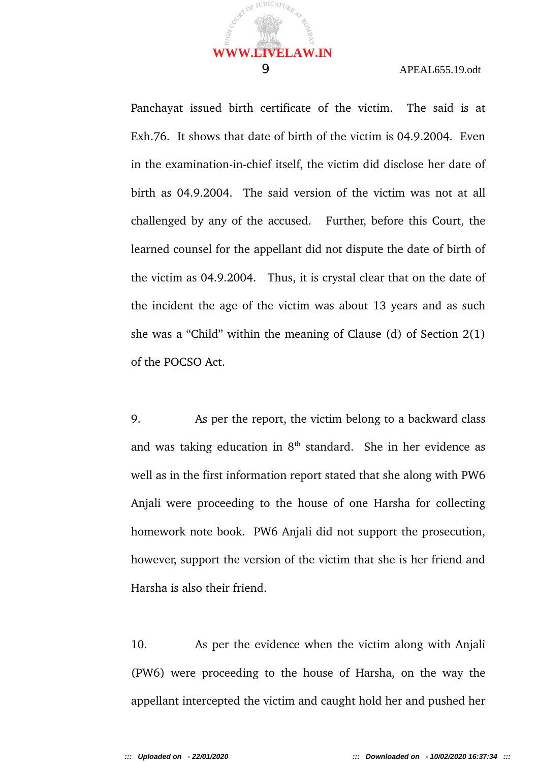Panchayat issued birth certificate of the victim. The said is at Exh.76. It shows that date of birth of the victim is 04.9.2004. Even in the examination-in-chief itself, the victim did disclose her date of birth as 04.9.2004. The said version of the victim was not at all challenged by any of the accused. Further, before this Court, the learned counsel for the appellant did not dispute the date of birth of the victim as 04.9.2004. Thus, it is crystal clear that on the date of the incident the age of the victim was about 13 years and as such she was a "Child" within the meaning of Clause (d) of Section 2(1) of the POCSO Act.

9. As per the report, the victim belong to a backward class and was taking education in 8th standard. She in her evidence as well as in the first information report stated that she along with PW6 Anjali were proceeding to the house of one Harsha for collecting homework note book. PW6 Anjali did not support the prosecution, however, support the version of the victim that she is her friend and Harsha is also their friend.

10. As per the evidence when the victim along with Anjali (PW6) were proceeding to the house of Harsha, on the way the appellant intercepted the victim and caught hold her and pushed her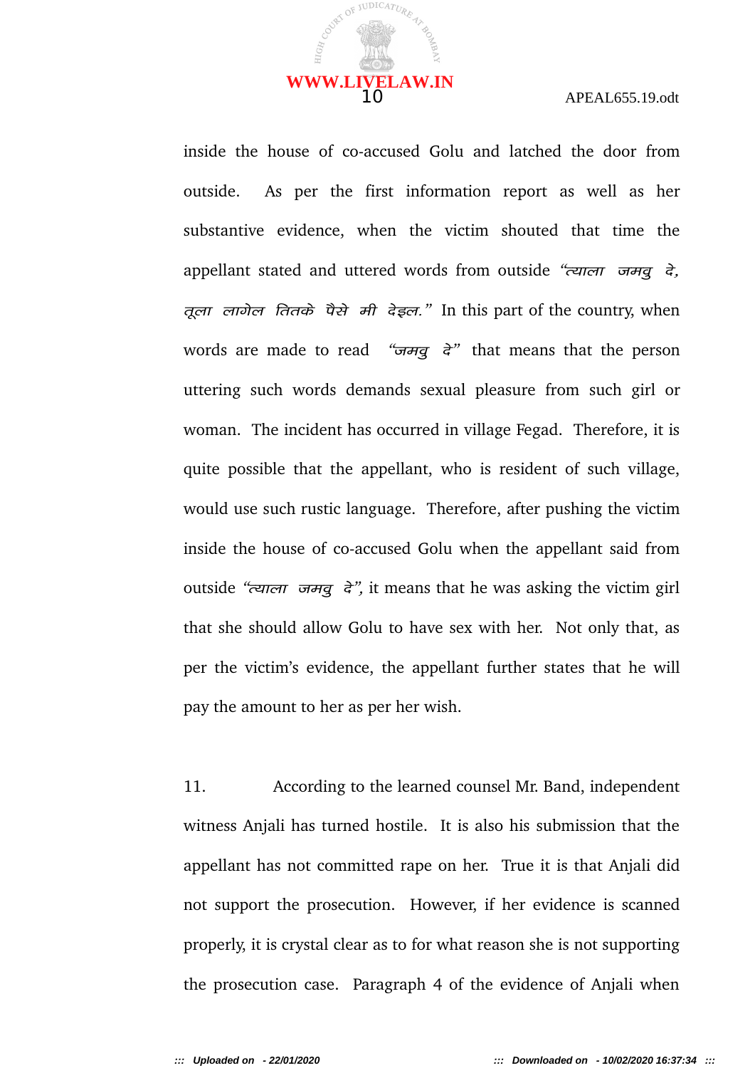inside the house of co-accused Golu and latched the door from outside. As per the first information report as well as her substantive evidence, when the victim shouted that time the appellant stated and uttered words from outside *"त्याला जमवु दे, तूला लागेल तितके पैसे मी देइल."* In this part of the country, when words are made to read *"जमवु दे"* that means that the person uttering such words demands sexual pleasure from such girl or woman. The incident has occurred in village Fegad. Therefore, it is quite possible that the appellant, who is resident of such village, would use such rustic language. Therefore, after pushing the victim inside the house of co-accused Golu when the appellant said from outside *"त्याला जमवु दे"*, it means that he was asking the victim girl that she should allow Golu to have sex with her. Not only that, as per the victim's evidence, the appellant further states that he will pay the amount to her as per her wish.

11. According to the learned counsel Mr. Band, independent witness Anjali has turned hostile. It is also his submission that the appellant has not committed rape on her. True it is that Anjali did not support the prosecution. However, if her evidence is scanned properly, it is crystal clear as to for what reason she is not supporting the prosecution case. Paragraph 4 of the evidence of Anjali when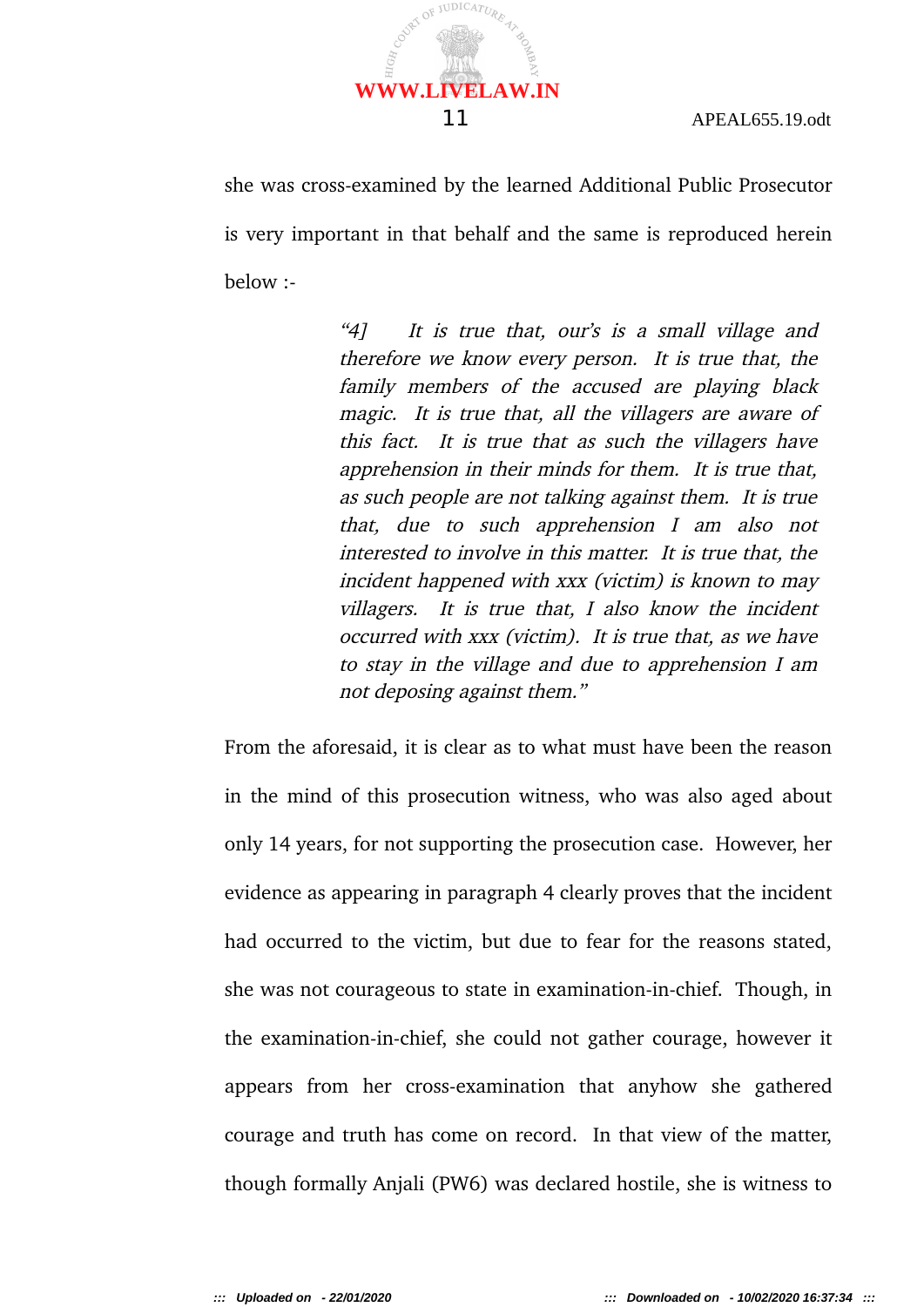she was cross-examined by the learned Additional Public Prosecutor is very important in that behalf and the same is reproduced herein below :-

> *"4] It is true that, our's is a small village and therefore we know every person. It is true that, the family members of the accused are playing black magic. It is true that, all the villagers are aware of this fact. It is true that as such the villagers have apprehension in their minds for them. It is true that, as such people are not talking against them. It is true that, due to such apprehension I am also not interested to involve in this matter. It is true that, the incident happened with xxx (victim) is known to may villagers. It is true that, I also know the incident occurred with xxx (victim). It is true that, as we have to stay in the village and due to apprehension I am not deposing against them."*

From the aforesaid, it is clear as to what must have been the reason in the mind of this prosecution witness, who was also aged about only 14 years, for not supporting the prosecution case. However, her evidence as appearing in paragraph 4 clearly proves that the incident had occurred to the victim, but due to fear for the reasons stated, she was not courageous to state in examination-in-chief. Though, in the examination-in-chief, she could not gather courage, however it appears from her cross-examination that anyhow she gathered courage and truth has come on record. In that view of the matter, though formally Anjali (PW6) was declared hostile, she is witness to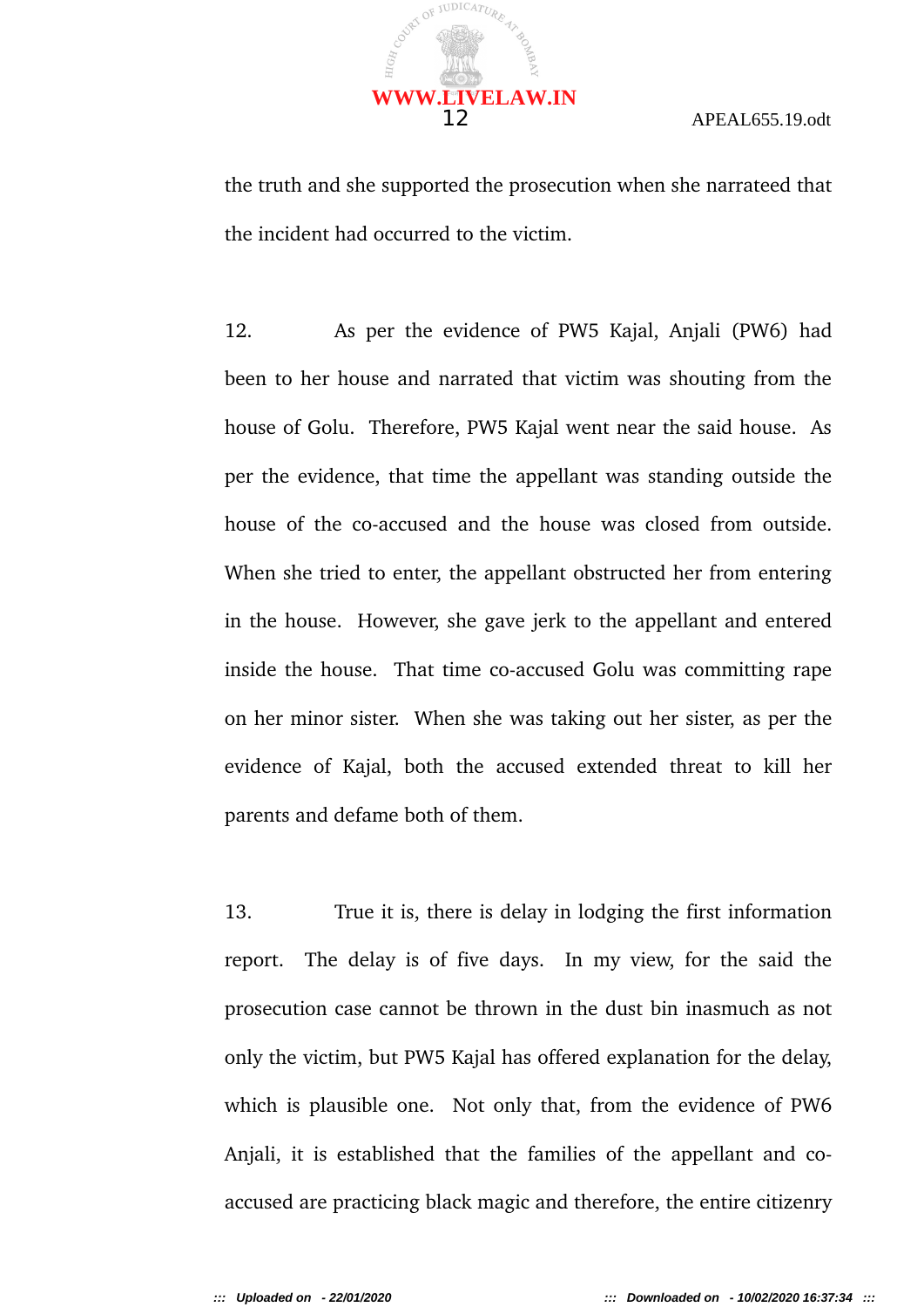the truth and she supported the prosecution when she narrateed that the incident had occurred to the victim.

12. As per the evidence of PW5 Kajal, Anjali (PW6) had been to her house and narrated that victim was shouting from the house of Golu. Therefore, PW5 Kajal went near the said house. As per the evidence, that time the appellant was standing outside the house of the co-accused and the house was closed from outside. When she tried to enter, the appellant obstructed her from entering in the house. However, she gave jerk to the appellant and entered inside the house. That time co-accused Golu was committing rape on her minor sister. When she was taking out her sister, as per the evidence of Kajal, both the accused extended threat to kill her parents and defame both of them.

13. True it is, there is delay in lodging the first information report. The delay is of five days. In my view, for the said the prosecution case cannot be thrown in the dust bin inasmuch as not only the victim, but PW5 Kajal has offered explanation for the delay, which is plausible one. Not only that, from the evidence of PW6 Anjali, it is established that the families of the appellant and co-accused are practicing black magic and therefore, the entire citizenry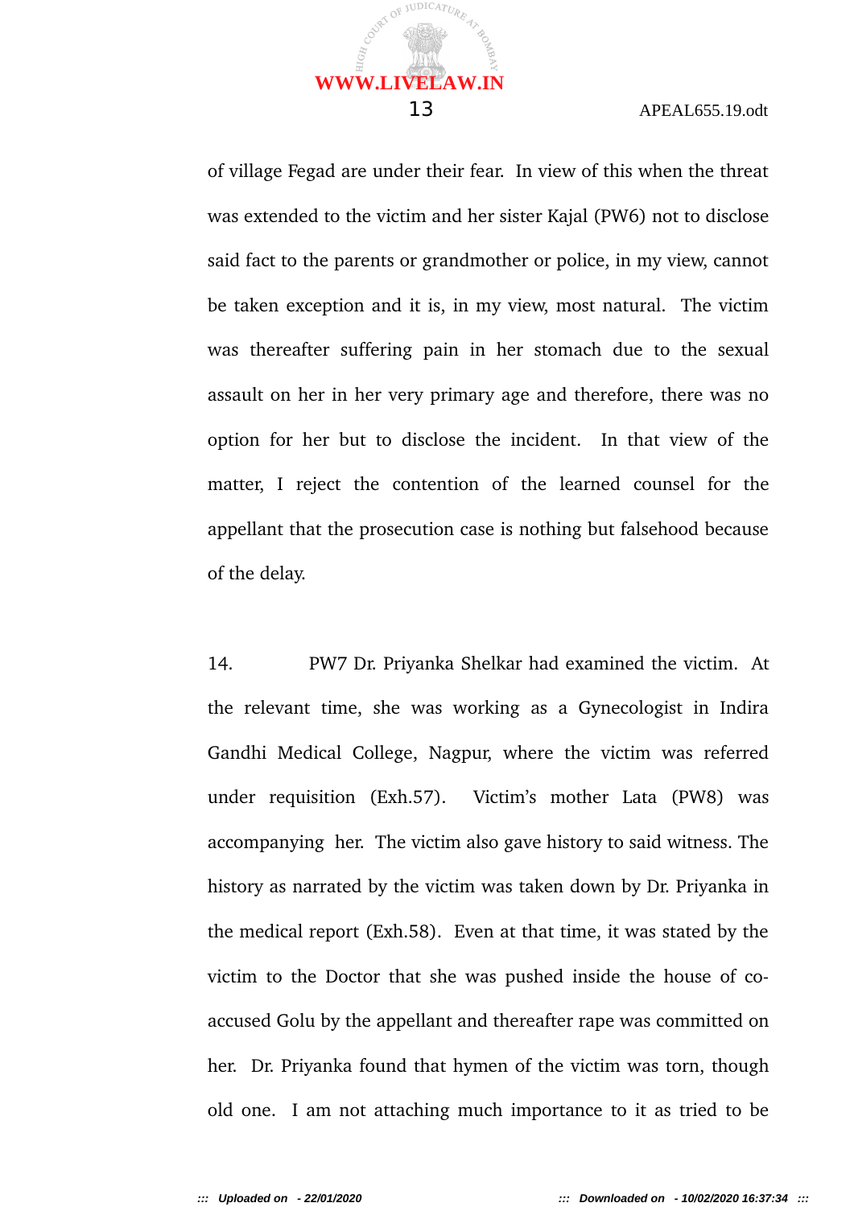of village Fegad are under their fear. In view of this when the threat was extended to the victim and her sister Kajal (PW6) not to disclose said fact to the parents or grandmother or police, in my view, cannot be taken exception and it is, in my view, most natural. The victim was thereafter suffering pain in her stomach due to the sexual assault on her in her very primary age and therefore, there was no option for her but to disclose the incident. In that view of the matter, I reject the contention of the learned counsel for the appellant that the prosecution case is nothing but falsehood because of the delay.

14. PW7 Dr. Priyanka Shelkar had examined the victim. At the relevant time, she was working as a Gynecologist in Indira Gandhi Medical College, Nagpur, where the victim was referred under requisition (Exh.57). Victim's mother Lata (PW8) was accompanying her. The victim also gave history to said witness. The history as narrated by the victim was taken down by Dr. Priyanka in the medical report (Exh.58). Even at that time, it was stated by the victim to the Doctor that she was pushed inside the house of co-accused Golu by the appellant and thereafter rape was committed on her. Dr. Priyanka found that hymen of the victim was torn, though old one. I am not attaching much importance to it as tried to be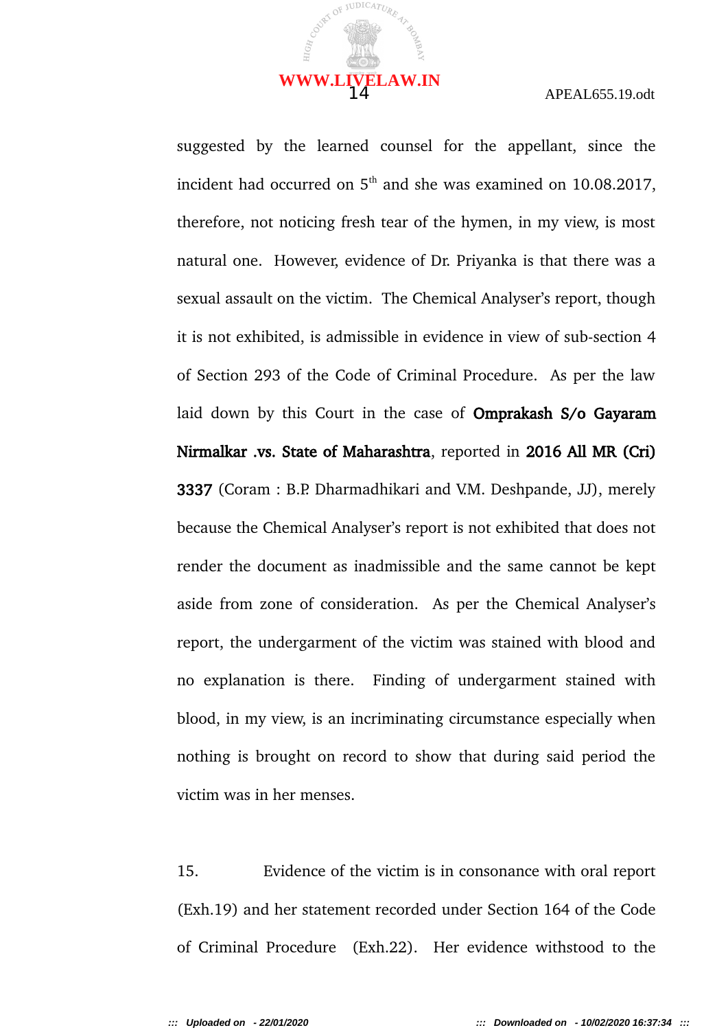suggested by the learned counsel for the appellant, since the incident had occurred on 5th and she was examined on 10.08.2017, therefore, not noticing fresh tear of the hymen, in my view, is most natural one. However, evidence of Dr. Priyanka is that there was a sexual assault on the victim. The Chemical Analyser's report, though it is not exhibited, is admissible in evidence in view of sub-section 4 of Section 293 of the Code of Criminal Procedure. As per the law laid down by this Court in the case of **Omprakash S/o Gayaram Nirmalkar .vs. State of Maharashtra**, reported in **2016 All MR (Cri) 3337** (Coram : B.P. Dharmadhikari and V.M. Deshpande, JJ), merely because the Chemical Analyser's report is not exhibited that does not render the document as inadmissible and the same cannot be kept aside from zone of consideration. As per the Chemical Analyser's report, the undergarment of the victim was stained with blood and no explanation is there. Finding of undergarment stained with blood, in my view, is an incriminating circumstance especially when nothing is brought on record to show that during said period the victim was in her menses.

15. Evidence of the victim is in consonance with oral report (Exh.19) and her statement recorded under Section 164 of the Code of Criminal Procedure (Exh.22). Her evidence withstood to the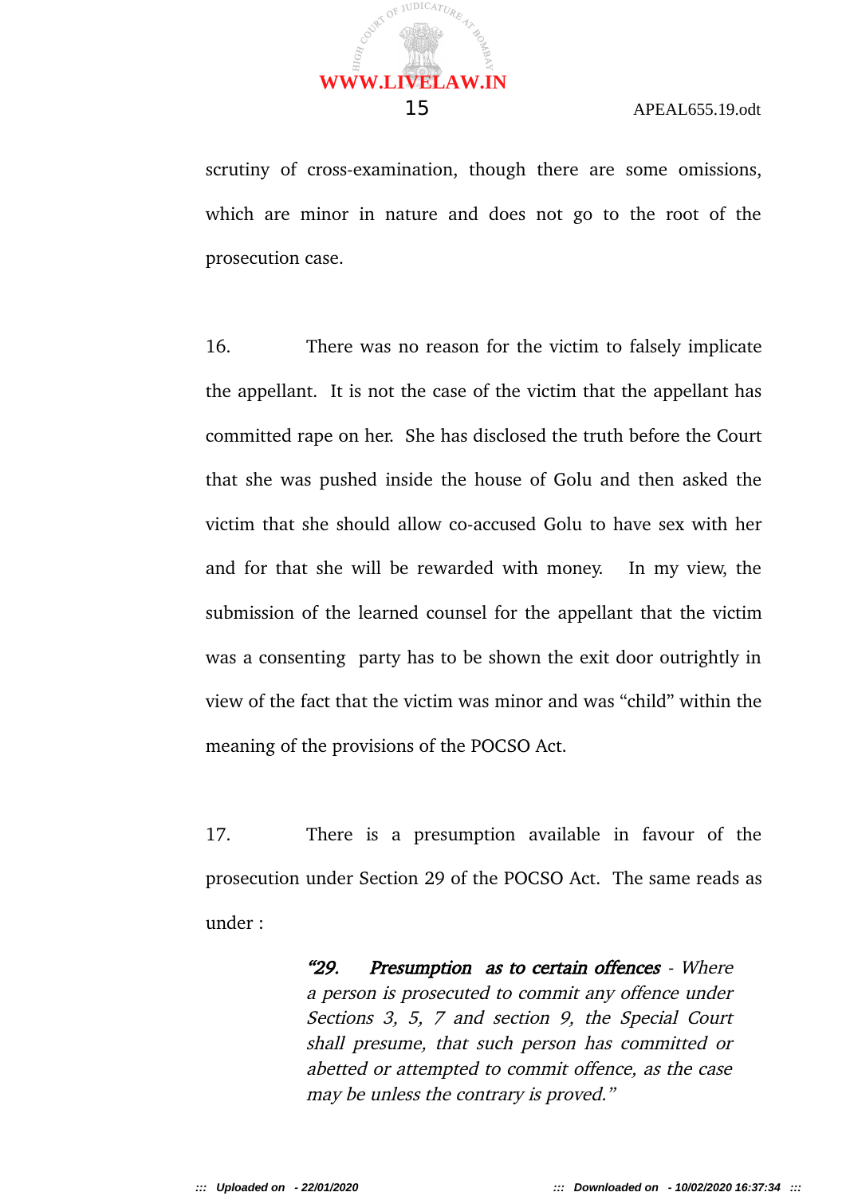scrutiny of cross-examination, though there are some omissions, which are minor in nature and does not go to the root of the prosecution case.

16. There was no reason for the victim to falsely implicate the appellant. It is not the case of the victim that the appellant has committed rape on her. She has disclosed the truth before the Court that she was pushed inside the house of Golu and then asked the victim that she should allow co-accused Golu to have sex with her and for that she will be rewarded with money. In my view, the submission of the learned counsel for the appellant that the victim was a consenting party has to be shown the exit door outrightly in view of the fact that the victim was minor and was "child" within the meaning of the provisions of the POCSO Act.

17. There is a presumption available in favour of the prosecution under Section 29 of the POCSO Act. The same reads as under :

> *"**29. Presumption as to certain offences** - Where a person is prosecuted to commit any offence under Sections 3, 5, 7 and section 9, the Special Court shall presume, that such person has committed or abetted or attempted to commit offence, as the case may be unless the contrary is proved."*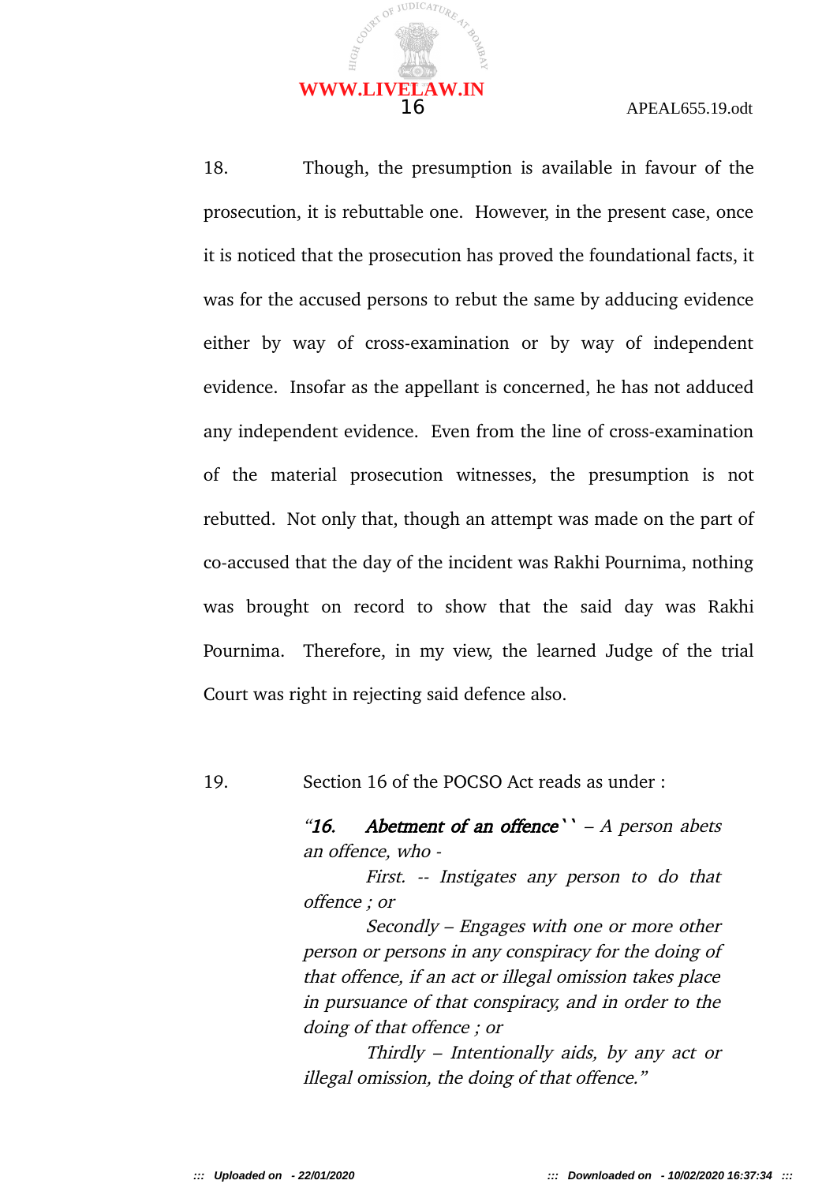18. Though, the presumption is available in favour of the prosecution, it is rebuttable one. However, in the present case, once it is noticed that the prosecution has proved the foundational facts, it was for the accused persons to rebut the same by adducing evidence either by way of cross-examination or by way of independent evidence. Insofar as the appellant is concerned, he has not adduced any independent evidence. Even from the line of cross-examination of the material prosecution witnesses, the presumption is not rebutted. Not only that, though an attempt was made on the part of co-accused that the day of the incident was Rakhi Pournima, nothing was brought on record to show that the said day was Rakhi Pournima. Therefore, in my view, the learned Judge of the trial Court was right in rejecting said defence also.

19. Section 16 of the POCSO Act reads as under :

> *"**16. Abetment of an offence**`` – A person abets an offence, who -*
>
> *First. -- Instigates any person to do that offence ; or*
>
> *Secondly – Engages with one or more other person or persons in any conspiracy for the doing of that offence, if an act or illegal omission takes place in pursuance of that conspiracy, and in order to the doing of that offence ; or*
>
> *Thirdly – Intentionally aids, by any act or illegal omission, the doing of that offence."*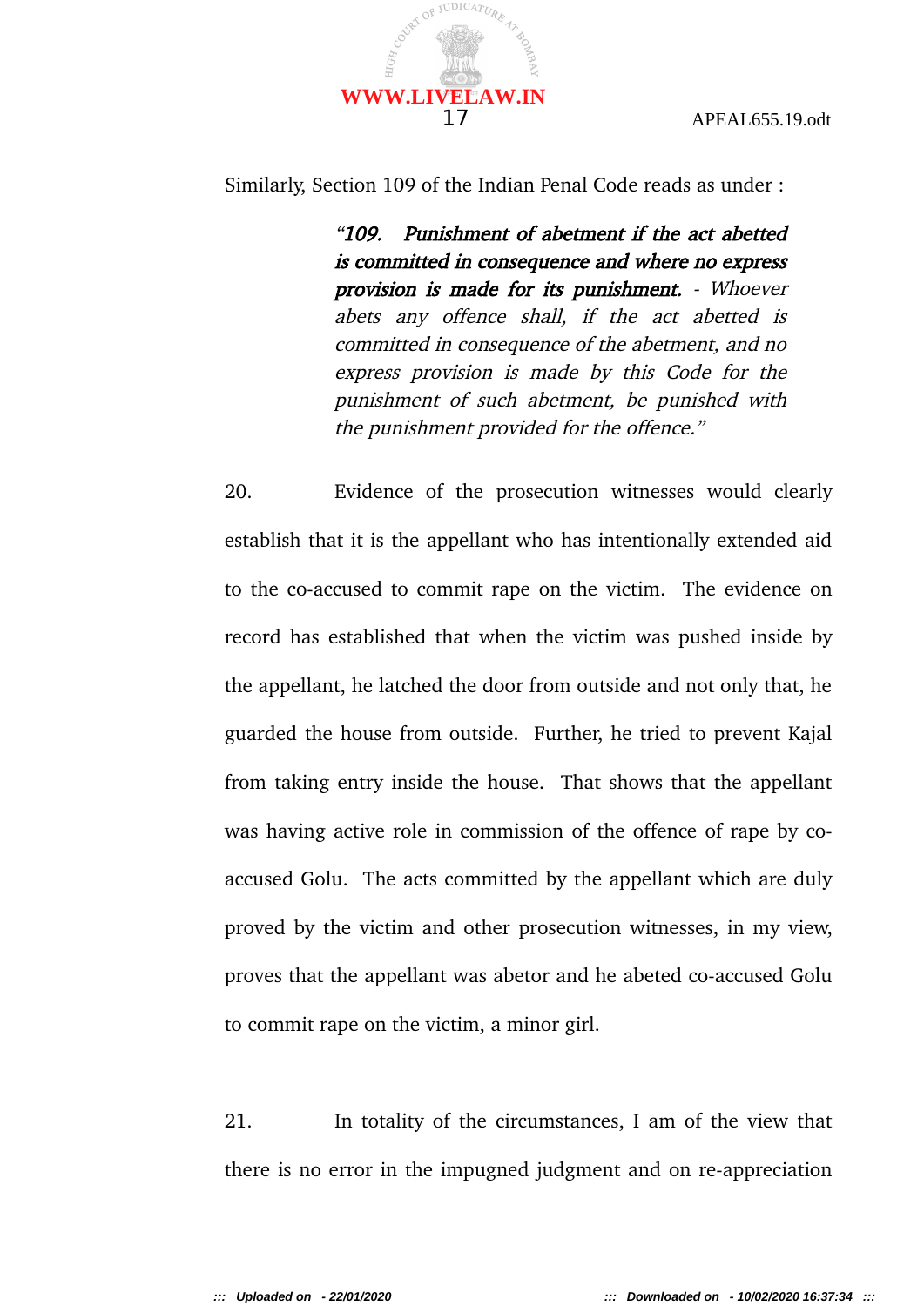Similarly, Section 109 of the Indian Penal Code reads as under :

> *"**109. Punishment of abetment if the act abetted is committed in consequence and where no express provision is made for its punishment.** - Whoever abets any offence shall, if the act abetted is committed in consequence of the abetment, and no express provision is made by this Code for the punishment of such abetment, be punished with the punishment provided for the offence."*

20. Evidence of the prosecution witnesses would clearly establish that it is the appellant who has intentionally extended aid to the co-accused to commit rape on the victim. The evidence on record has established that when the victim was pushed inside by the appellant, he latched the door from outside and not only that, he guarded the house from outside. Further, he tried to prevent Kajal from taking entry inside the house. That shows that the appellant was having active role in commission of the offence of rape by co-accused Golu. The acts committed by the appellant which are duly proved by the victim and other prosecution witnesses, in my view, proves that the appellant was abetor and he abeted co-accused Golu to commit rape on the victim, a minor girl.

21. In totality of the circumstances, I am of the view that there is no error in the impugned judgment and on re-appreciation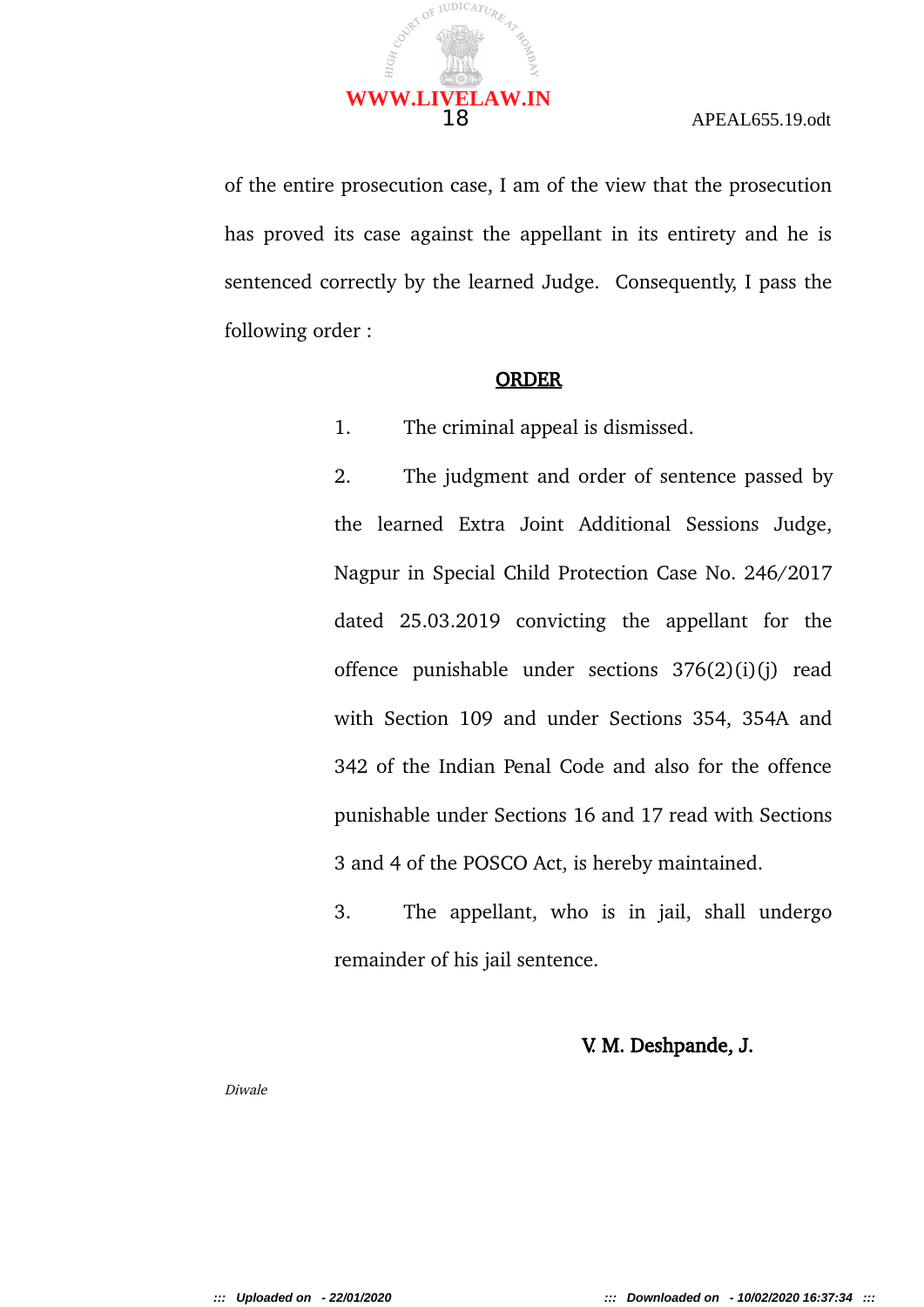of the entire prosecution case, I am of the view that the prosecution has proved its case against the appellant in its entirety and he is sentenced correctly by the learned Judge. Consequently, I pass the following order :

**ORDER**

1. The criminal appeal is dismissed.

2. The judgment and order of sentence passed by the learned Extra Joint Additional Sessions Judge, Nagpur in Special Child Protection Case No. 246/2017 dated 25.03.2019 convicting the appellant for the offence punishable under sections 376(2)(i)(j) read with Section 109 and under Sections 354, 354A and 342 of the Indian Penal Code and also for the offence punishable under Sections 16 and 17 read with Sections 3 and 4 of the POSCO Act, is hereby maintained.

3. The appellant, who is in jail, shall undergo remainder of his jail sentence.

**V. M. Deshpande, J.**

*Diwale*